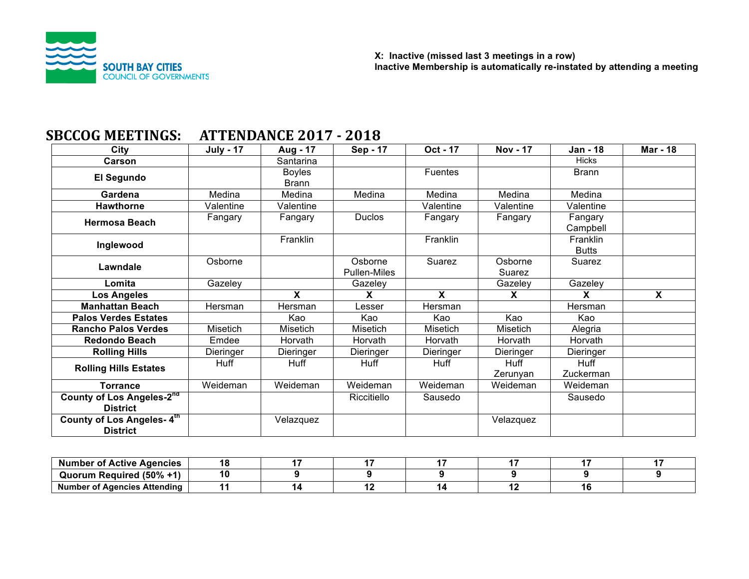SOUTH BAY CITIES
COUNCIL OF GOVERNMENTS

**X: Inactive (missed last 3 meetings in a row)**
**Inactive Membership is automatically re-instated by attending a meeting**

# SBCCOG MEETINGS: ATTENDANCE 2017 - 2018

| City | July - 17 | Aug - 17 | Sep - 17 | Oct - 17 | Nov - 17 | Jan - 18 | Mar - 18 |
|---|---|---|---|---|---|---|---|
| **Carson** | | Santarina | | | | Hicks | |
| **El Segundo** | | Boyles<br>Brann | | Fuentes | | Brann | |
| **Gardena** | Medina | Medina | Medina | Medina | Medina | Medina | |
| **Hawthorne** | Valentine | Valentine | | Valentine | Valentine | Valentine | |
| **Hermosa Beach** | Fangary | Fangary | Duclos | Fangary | Fangary | Fangary<br>Campbell | |
| **Inglewood** | | Franklin | | Franklin | | Franklin<br>Butts | |
| **Lawndale** | Osborne | | Osborne<br>Pullen-Miles | Suarez | Osborne<br>Suarez | Suarez | |
| **Lomita** | Gazeley | | Gazeley | | Gazeley | Gazeley | |
| **Los Angeles** | | **X** | **X** | **X** | **X** | **X** | **X** |
| **Manhattan Beach** | Hersman | Hersman | Lesser | Hersman | | Hersman | |
| **Palos Verdes Estates** | | Kao | Kao | Kao | Kao | Kao | |
| **Rancho Palos Verdes** | Misetich | Misetich | Misetich | Misetich | Misetich | Alegria | |
| **Redondo Beach** | Emdee | Horvath | Horvath | Horvath | Horvath | Horvath | |
| **Rolling Hills** | Dieringer | Dieringer | Dieringer | Dieringer | Dieringer | Dieringer | |
| **Rolling Hills Estates** | Huff | Huff | Huff | Huff | Huff<br>Zerunyan | Huff<br>Zuckerman | |
| **Torrance** | Weideman | Weideman | Weideman | Weideman | Weideman | Weideman | |
| **County of Los Angeles-2nd District** | | | Riccitiello | Sausedo | | Sausedo | |
| **County of Los Angeles- 4th District** | | Velazquez | | | Velazquez | | |

| | | | | | | | |
|---|---|---|---|---|---|---|---|
| **Number of Active Agencies** | **18** | **17** | **17** | **17** | **17** | **17** | **17** |
| **Quorum Required (50% +1)** | **10** | **9** | **9** | **9** | **9** | **9** | **9** |
| **Number of Agencies Attending** | **11** | **14** | **12** | **14** | **12** | **16** | |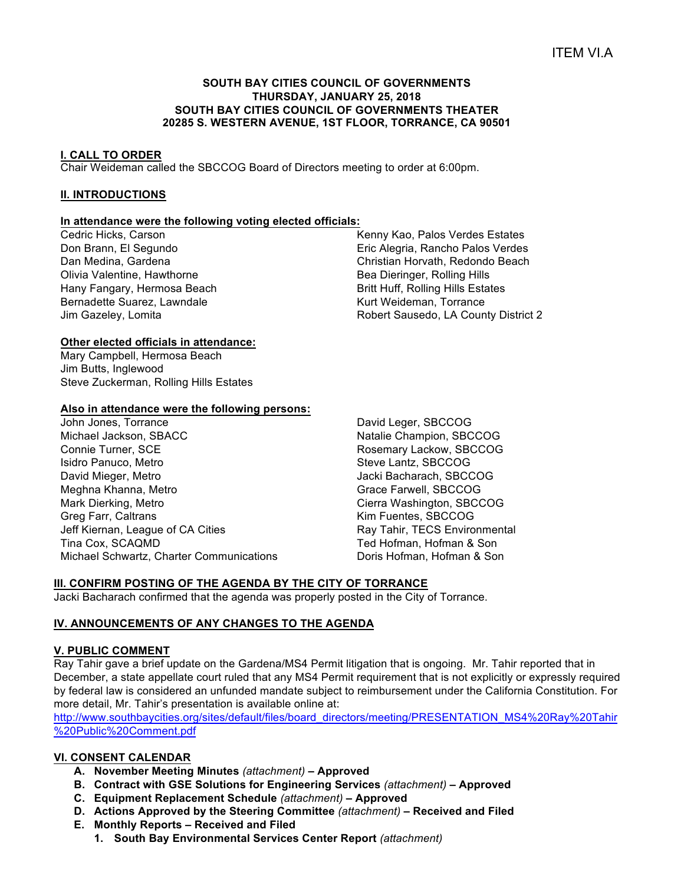ITEM VI.A

**SOUTH BAY CITIES COUNCIL OF GOVERNMENTS**
**THURSDAY, JANUARY 25, 2018**
**SOUTH BAY CITIES COUNCIL OF GOVERNMENTS THEATER**
**20285 S. WESTERN AVENUE, 1ST FLOOR, TORRANCE, CA 90501**

## I. CALL TO ORDER

Chair Weideman called the SBCCOG Board of Directors meeting to order at 6:00pm.

## II. INTRODUCTIONS

**In attendance were the following voting elected officials:**

Cedric Hicks, Carson
Don Brann, El Segundo
Dan Medina, Gardena
Olivia Valentine, Hawthorne
Hany Fangary, Hermosa Beach
Bernadette Suarez, Lawndale
Jim Gazeley, Lomita
Kenny Kao, Palos Verdes Estates
Eric Alegria, Rancho Palos Verdes
Christian Horvath, Redondo Beach
Bea Dieringer, Rolling Hills
Britt Huff, Rolling Hills Estates
Kurt Weideman, Torrance
Robert Sausedo, LA County District 2

**Other elected officials in attendance:**

Mary Campbell, Hermosa Beach
Jim Butts, Inglewood
Steve Zuckerman, Rolling Hills Estates

**Also in attendance were the following persons:**

John Jones, Torrance
Michael Jackson, SBACC
Connie Turner, SCE
Isidro Panuco, Metro
David Mieger, Metro
Meghna Khanna, Metro
Mark Dierking, Metro
Greg Farr, Caltrans
Jeff Kiernan, League of CA Cities
Tina Cox, SCAQMD
Michael Schwartz, Charter Communications
David Leger, SBCCOG
Natalie Champion, SBCCOG
Rosemary Lackow, SBCCOG
Steve Lantz, SBCCOG
Jacki Bacharach, SBCCOG
Grace Farwell, SBCCOG
Cierra Washington, SBCCOG
Kim Fuentes, SBCCOG
Ray Tahir, TECS Environmental
Ted Hofman, Hofman & Son
Doris Hofman, Hofman & Son

## III. CONFIRM POSTING OF THE AGENDA BY THE CITY OF TORRANCE

Jacki Bacharach confirmed that the agenda was properly posted in the City of Torrance.

## IV. ANNOUNCEMENTS OF ANY CHANGES TO THE AGENDA

## V. PUBLIC COMMENT

Ray Tahir gave a brief update on the Gardena/MS4 Permit litigation that is ongoing. Mr. Tahir reported that in December, a state appellate court ruled that any MS4 Permit requirement that is not explicitly or expressly required by federal law is considered an unfunded mandate subject to reimbursement under the California Constitution. For more detail, Mr. Tahir's presentation is available online at:
http://www.southbaycities.org/sites/default/files/board_directors/meeting/PRESENTATION_MS4%20Ray%20Tahir%20Public%20Comment.pdf

## VI. CONSENT CALENDAR

A. **November Meeting Minutes** *(attachment)* **– Approved**
B. **Contract with GSE Solutions for Engineering Services** *(attachment)* **– Approved**
C. **Equipment Replacement Schedule** *(attachment)* **– Approved**
D. **Actions Approved by the Steering Committee** *(attachment)* **– Received and Filed**
E. **Monthly Reports – Received and Filed**
   1. **South Bay Environmental Services Center Report** *(attachment)*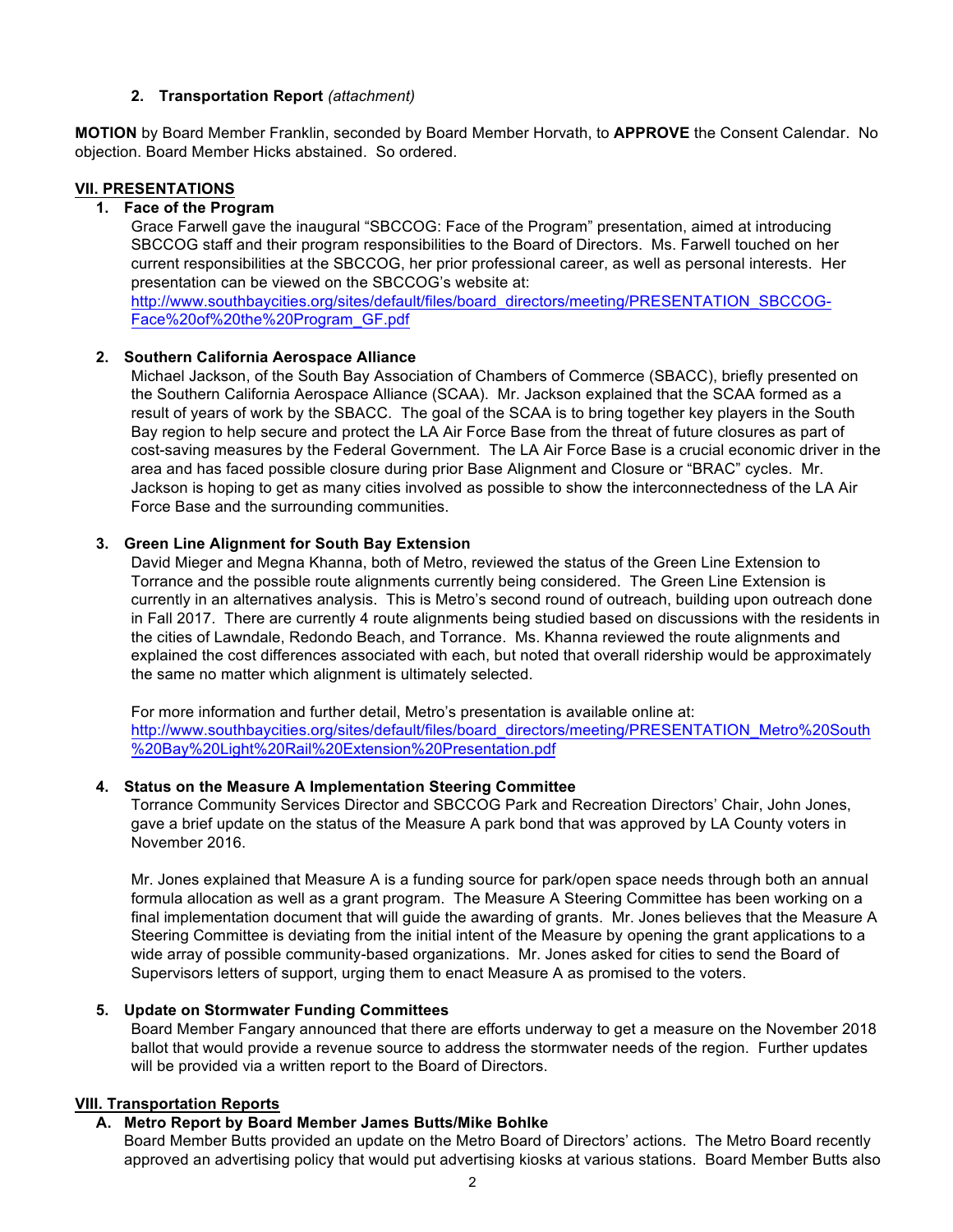2. **Transportation Report** *(attachment)*

**MOTION** by Board Member Franklin, seconded by Board Member Horvath, to **APPROVE** the Consent Calendar. No objection. Board Member Hicks abstained. So ordered.

## VII. PRESENTATIONS

### 1. Face of the Program

Grace Farwell gave the inaugural "SBCCOG: Face of the Program" presentation, aimed at introducing SBCCOG staff and their program responsibilities to the Board of Directors. Ms. Farwell touched on her current responsibilities at the SBCCOG, her prior professional career, as well as personal interests. Her presentation can be viewed on the SBCCOG's website at: http://www.southbaycities.org/sites/default/files/board_directors/meeting/PRESENTATION_SBCCOG-Face%20of%20the%20Program_GF.pdf

### 2. Southern California Aerospace Alliance

Michael Jackson, of the South Bay Association of Chambers of Commerce (SBACC), briefly presented on the Southern California Aerospace Alliance (SCAA). Mr. Jackson explained that the SCAA formed as a result of years of work by the SBACC. The goal of the SCAA is to bring together key players in the South Bay region to help secure and protect the LA Air Force Base from the threat of future closures as part of cost-saving measures by the Federal Government. The LA Air Force Base is a crucial economic driver in the area and has faced possible closure during prior Base Alignment and Closure or "BRAC" cycles. Mr. Jackson is hoping to get as many cities involved as possible to show the interconnectedness of the LA Air Force Base and the surrounding communities.

### 3. Green Line Alignment for South Bay Extension

David Mieger and Megna Khanna, both of Metro, reviewed the status of the Green Line Extension to Torrance and the possible route alignments currently being considered. The Green Line Extension is currently in an alternatives analysis. This is Metro's second round of outreach, building upon outreach done in Fall 2017. There are currently 4 route alignments being studied based on discussions with the residents in the cities of Lawndale, Redondo Beach, and Torrance. Ms. Khanna reviewed the route alignments and explained the cost differences associated with each, but noted that overall ridership would be approximately the same no matter which alignment is ultimately selected.

For more information and further detail, Metro's presentation is available online at: http://www.southbaycities.org/sites/default/files/board_directors/meeting/PRESENTATION_Metro%20South%20Bay%20Light%20Rail%20Extension%20Presentation.pdf

### 4. Status on the Measure A Implementation Steering Committee

Torrance Community Services Director and SBCCOG Park and Recreation Directors' Chair, John Jones, gave a brief update on the status of the Measure A park bond that was approved by LA County voters in November 2016.

Mr. Jones explained that Measure A is a funding source for park/open space needs through both an annual formula allocation as well as a grant program. The Measure A Steering Committee has been working on a final implementation document that will guide the awarding of grants. Mr. Jones believes that the Measure A Steering Committee is deviating from the initial intent of the Measure by opening the grant applications to a wide array of possible community-based organizations. Mr. Jones asked for cities to send the Board of Supervisors letters of support, urging them to enact Measure A as promised to the voters.

### 5. Update on Stormwater Funding Committees

Board Member Fangary announced that there are efforts underway to get a measure on the November 2018 ballot that would provide a revenue source to address the stormwater needs of the region. Further updates will be provided via a written report to the Board of Directors.

## VIII. Transportation Reports

### A. Metro Report by Board Member James Butts/Mike Bohlke

Board Member Butts provided an update on the Metro Board of Directors' actions. The Metro Board recently approved an advertising policy that would put advertising kiosks at various stations. Board Member Butts also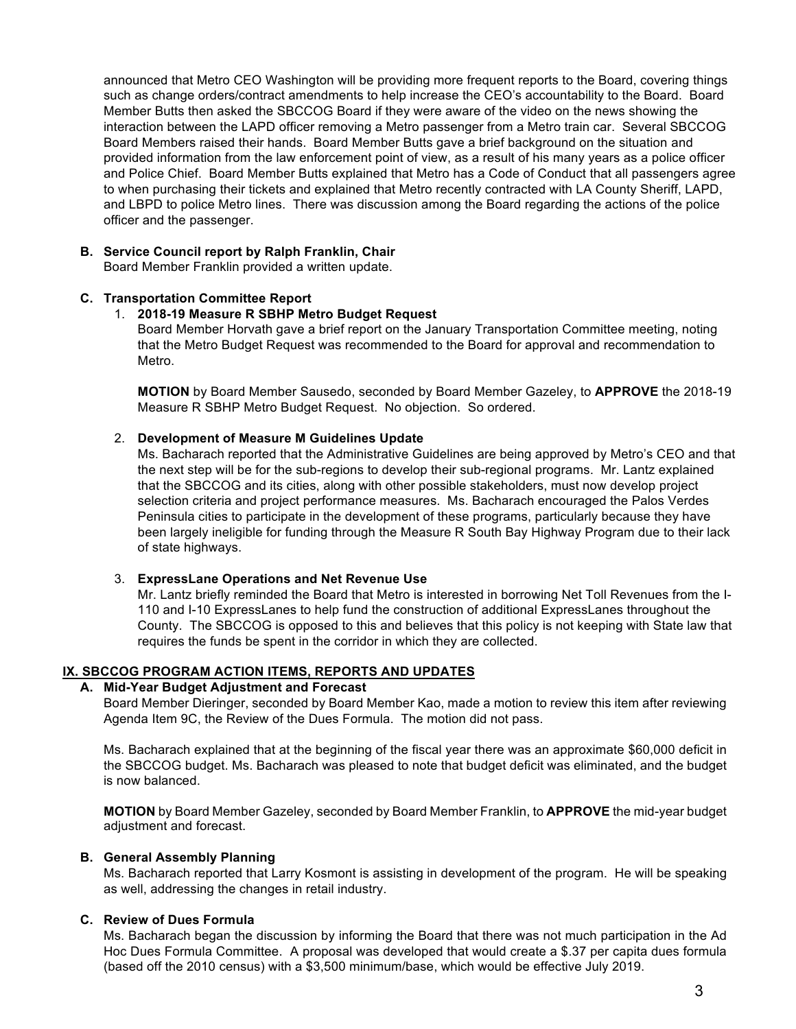announced that Metro CEO Washington will be providing more frequent reports to the Board, covering things such as change orders/contract amendments to help increase the CEO's accountability to the Board. Board Member Butts then asked the SBCCOG Board if they were aware of the video on the news showing the interaction between the LAPD officer removing a Metro passenger from a Metro train car. Several SBCCOG Board Members raised their hands. Board Member Butts gave a brief background on the situation and provided information from the law enforcement point of view, as a result of his many years as a police officer and Police Chief. Board Member Butts explained that Metro has a Code of Conduct that all passengers agree to when purchasing their tickets and explained that Metro recently contracted with LA County Sheriff, LAPD, and LBPD to police Metro lines. There was discussion among the Board regarding the actions of the police officer and the passenger.

**B. Service Council report by Ralph Franklin, Chair**

Board Member Franklin provided a written update.

**C. Transportation Committee Report**

1. **2018-19 Measure R SBHP Metro Budget Request**

   Board Member Horvath gave a brief report on the January Transportation Committee meeting, noting that the Metro Budget Request was recommended to the Board for approval and recommendation to Metro.

   **MOTION** by Board Member Sausedo, seconded by Board Member Gazeley, to **APPROVE** the 2018-19 Measure R SBHP Metro Budget Request. No objection. So ordered.

2. **Development of Measure M Guidelines Update**

   Ms. Bacharach reported that the Administrative Guidelines are being approved by Metro's CEO and that the next step will be for the sub-regions to develop their sub-regional programs. Mr. Lantz explained that the SBCCOG and its cities, along with other possible stakeholders, must now develop project selection criteria and project performance measures. Ms. Bacharach encouraged the Palos Verdes Peninsula cities to participate in the development of these programs, particularly because they have been largely ineligible for funding through the Measure R South Bay Highway Program due to their lack of state highways.

3. **ExpressLane Operations and Net Revenue Use**

   Mr. Lantz briefly reminded the Board that Metro is interested in borrowing Net Toll Revenues from the I-110 and I-10 ExpressLanes to help fund the construction of additional ExpressLanes throughout the County. The SBCCOG is opposed to this and believes that this policy is not keeping with State law that requires the funds be spent in the corridor in which they are collected.

## IX. SBCCOG PROGRAM ACTION ITEMS, REPORTS AND UPDATES

**A. Mid-Year Budget Adjustment and Forecast**

Board Member Dieringer, seconded by Board Member Kao, made a motion to review this item after reviewing Agenda Item 9C, the Review of the Dues Formula. The motion did not pass.

Ms. Bacharach explained that at the beginning of the fiscal year there was an approximate $60,000 deficit in the SBCCOG budget. Ms. Bacharach was pleased to note that budget deficit was eliminated, and the budget is now balanced.

**MOTION** by Board Member Gazeley, seconded by Board Member Franklin, to **APPROVE** the mid-year budget adjustment and forecast.

**B. General Assembly Planning**

Ms. Bacharach reported that Larry Kosmont is assisting in development of the program. He will be speaking as well, addressing the changes in retail industry.

**C. Review of Dues Formula**

Ms. Bacharach began the discussion by informing the Board that there was not much participation in the Ad Hoc Dues Formula Committee. A proposal was developed that would create a $.37 per capita dues formula (based off the 2010 census) with a $3,500 minimum/base, which would be effective July 2019.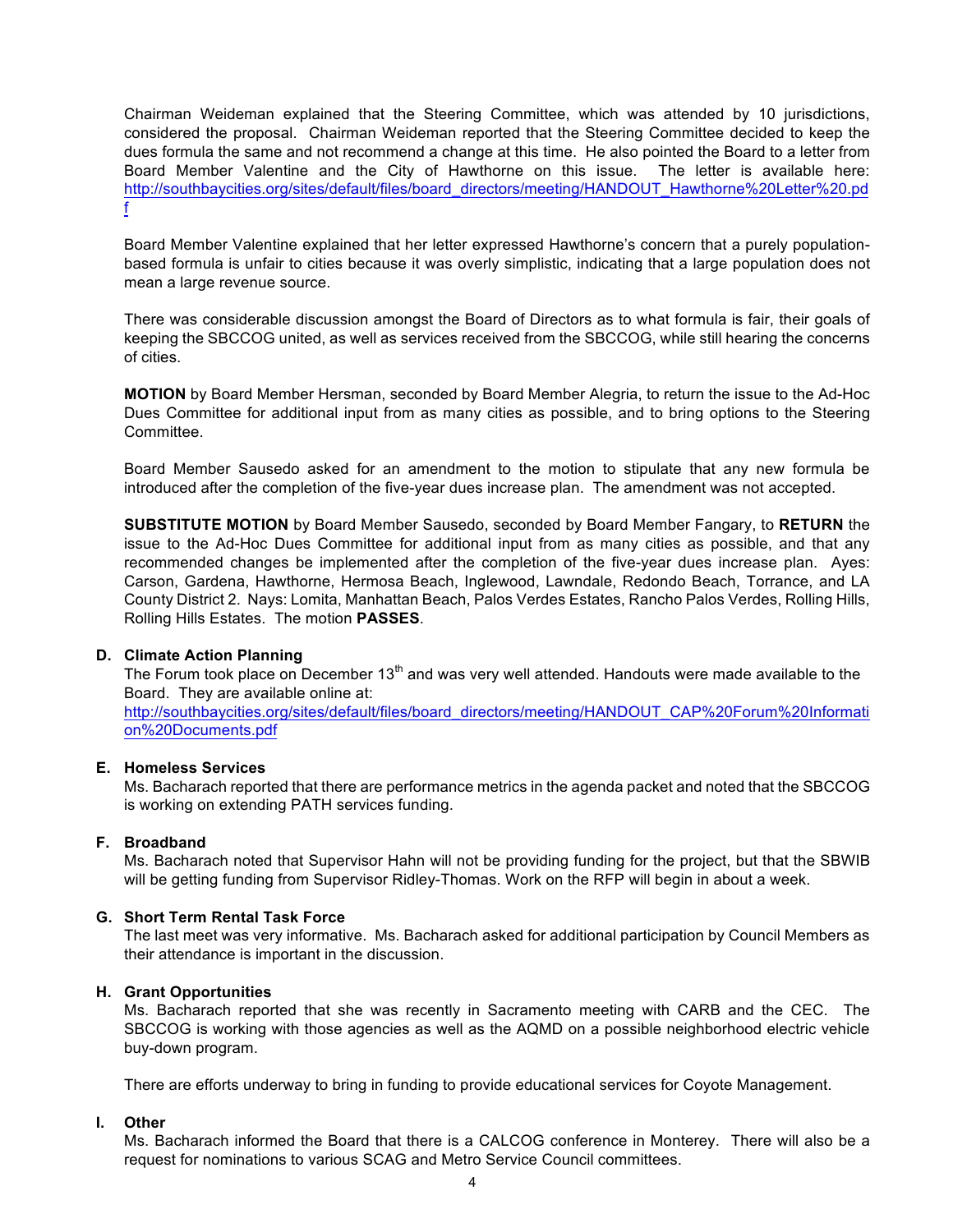Chairman Weideman explained that the Steering Committee, which was attended by 10 jurisdictions, considered the proposal. Chairman Weideman reported that the Steering Committee decided to keep the dues formula the same and not recommend a change at this time. He also pointed the Board to a letter from Board Member Valentine and the City of Hawthorne on this issue. The letter is available here: http://southbaycities.org/sites/default/files/board_directors/meeting/HANDOUT_Hawthorne%20Letter%20.pdf

Board Member Valentine explained that her letter expressed Hawthorne's concern that a purely population-based formula is unfair to cities because it was overly simplistic, indicating that a large population does not mean a large revenue source.

There was considerable discussion amongst the Board of Directors as to what formula is fair, their goals of keeping the SBCCOG united, as well as services received from the SBCCOG, while still hearing the concerns of cities.

**MOTION** by Board Member Hersman, seconded by Board Member Alegria, to return the issue to the Ad-Hoc Dues Committee for additional input from as many cities as possible, and to bring options to the Steering Committee.

Board Member Sausedo asked for an amendment to the motion to stipulate that any new formula be introduced after the completion of the five-year dues increase plan. The amendment was not accepted.

**SUBSTITUTE MOTION** by Board Member Sausedo, seconded by Board Member Fangary, to **RETURN** the issue to the Ad-Hoc Dues Committee for additional input from as many cities as possible, and that any recommended changes be implemented after the completion of the five-year dues increase plan. Ayes: Carson, Gardena, Hawthorne, Hermosa Beach, Inglewood, Lawndale, Redondo Beach, Torrance, and LA County District 2. Nays: Lomita, Manhattan Beach, Palos Verdes Estates, Rancho Palos Verdes, Rolling Hills, Rolling Hills Estates. The motion **PASSES**.

**D. Climate Action Planning**

The Forum took place on December 13th and was very well attended. Handouts were made available to the Board. They are available online at: http://southbaycities.org/sites/default/files/board_directors/meeting/HANDOUT_CAP%20Forum%20Information%20Documents.pdf

**E. Homeless Services**

Ms. Bacharach reported that there are performance metrics in the agenda packet and noted that the SBCCOG is working on extending PATH services funding.

**F. Broadband**

Ms. Bacharach noted that Supervisor Hahn will not be providing funding for the project, but that the SBWIB will be getting funding from Supervisor Ridley-Thomas. Work on the RFP will begin in about a week.

**G. Short Term Rental Task Force**

The last meet was very informative. Ms. Bacharach asked for additional participation by Council Members as their attendance is important in the discussion.

**H. Grant Opportunities**

Ms. Bacharach reported that she was recently in Sacramento meeting with CARB and the CEC. The SBCCOG is working with those agencies as well as the AQMD on a possible neighborhood electric vehicle buy-down program.

There are efforts underway to bring in funding to provide educational services for Coyote Management.

**I. Other**

Ms. Bacharach informed the Board that there is a CALCOG conference in Monterey. There will also be a request for nominations to various SCAG and Metro Service Council committees.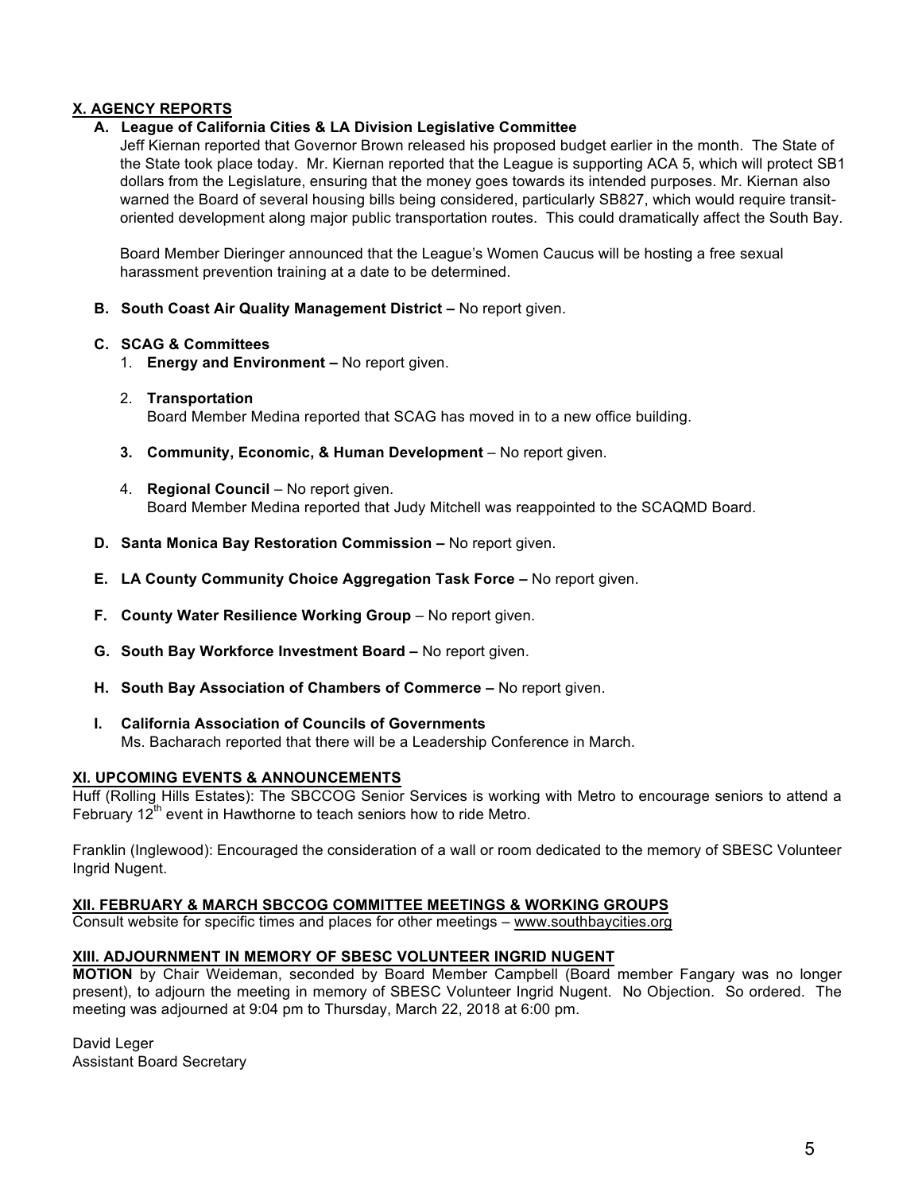## X. AGENCY REPORTS

**A. League of California Cities & LA Division Legislative Committee**

Jeff Kiernan reported that Governor Brown released his proposed budget earlier in the month. The State of the State took place today. Mr. Kiernan reported that the League is supporting ACA 5, which will protect SB1 dollars from the Legislature, ensuring that the money goes towards its intended purposes. Mr. Kiernan also warned the Board of several housing bills being considered, particularly SB827, which would require transit-oriented development along major public transportation routes. This could dramatically affect the South Bay.

Board Member Dieringer announced that the League's Women Caucus will be hosting a free sexual harassment prevention training at a date to be determined.

**B. South Coast Air Quality Management District –** No report given.

**C. SCAG & Committees**

1. **Energy and Environment –** No report given.

2. **Transportation**
   Board Member Medina reported that SCAG has moved in to a new office building.

3. **Community, Economic, & Human Development** – No report given.

4. **Regional Council** – No report given.
   Board Member Medina reported that Judy Mitchell was reappointed to the SCAQMD Board.

**D. Santa Monica Bay Restoration Commission –** No report given.

**E. LA County Community Choice Aggregation Task Force –** No report given.

**F. County Water Resilience Working Group** – No report given.

**G. South Bay Workforce Investment Board –** No report given.

**H. South Bay Association of Chambers of Commerce –** No report given.

**I. California Association of Councils of Governments**

Ms. Bacharach reported that there will be a Leadership Conference in March.

## XI. UPCOMING EVENTS & ANNOUNCEMENTS

Huff (Rolling Hills Estates): The SBCCOG Senior Services is working with Metro to encourage seniors to attend a February 12th event in Hawthorne to teach seniors how to ride Metro.

Franklin (Inglewood): Encouraged the consideration of a wall or room dedicated to the memory of SBESC Volunteer Ingrid Nugent.

## XII. FEBRUARY & MARCH SBCCOG COMMITTEE MEETINGS & WORKING GROUPS

Consult website for specific times and places for other meetings – www.southbaycities.org

## XIII. ADJOURNMENT IN MEMORY OF SBESC VOLUNTEER INGRID NUGENT

**MOTION** by Chair Weideman, seconded by Board Member Campbell (Board member Fangary was no longer present), to adjourn the meeting in memory of SBESC Volunteer Ingrid Nugent. No Objection. So ordered. The meeting was adjourned at 9:04 pm to Thursday, March 22, 2018 at 6:00 pm.

David Leger
Assistant Board Secretary